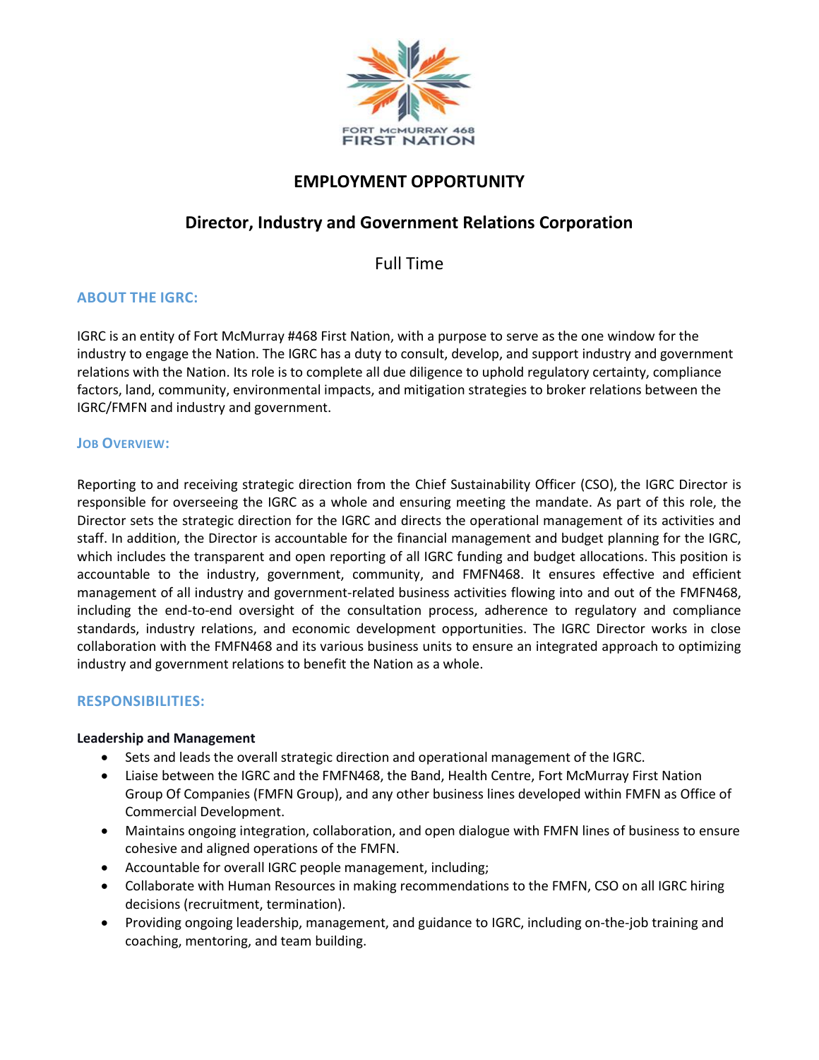FORT McMURRAY 468
FIRST NATION

# EMPLOYMENT OPPORTUNITY

## Director, Industry and Government Relations Corporation

Full Time

### ABOUT THE IGRC:

IGRC is an entity of Fort McMurray #468 First Nation, with a purpose to serve as the one window for the industry to engage the Nation. The IGRC has a duty to consult, develop, and support industry and government relations with the Nation. Its role is to complete all due diligence to uphold regulatory certainty, compliance factors, land, community, environmental impacts, and mitigation strategies to broker relations between the IGRC/FMFN and industry and government.

### JOB OVERVIEW:

Reporting to and receiving strategic direction from the Chief Sustainability Officer (CSO), the IGRC Director is responsible for overseeing the IGRC as a whole and ensuring meeting the mandate. As part of this role, the Director sets the strategic direction for the IGRC and directs the operational management of its activities and staff. In addition, the Director is accountable for the financial management and budget planning for the IGRC, which includes the transparent and open reporting of all IGRC funding and budget allocations. This position is accountable to the industry, government, community, and FMFN468. It ensures effective and efficient management of all industry and government-related business activities flowing into and out of the FMFN468, including the end-to-end oversight of the consultation process, adherence to regulatory and compliance standards, industry relations, and economic development opportunities. The IGRC Director works in close collaboration with the FMFN468 and its various business units to ensure an integrated approach to optimizing industry and government relations to benefit the Nation as a whole.

### RESPONSIBILITIES:

**Leadership and Management**

- Sets and leads the overall strategic direction and operational management of the IGRC.
- Liaise between the IGRC and the FMFN468, the Band, Health Centre, Fort McMurray First Nation Group Of Companies (FMFN Group), and any other business lines developed within FMFN as Office of Commercial Development.
- Maintains ongoing integration, collaboration, and open dialogue with FMFN lines of business to ensure cohesive and aligned operations of the FMFN.
- Accountable for overall IGRC people management, including;
- Collaborate with Human Resources in making recommendations to the FMFN, CSO on all IGRC hiring decisions (recruitment, termination).
- Providing ongoing leadership, management, and guidance to IGRC, including on-the-job training and coaching, mentoring, and team building.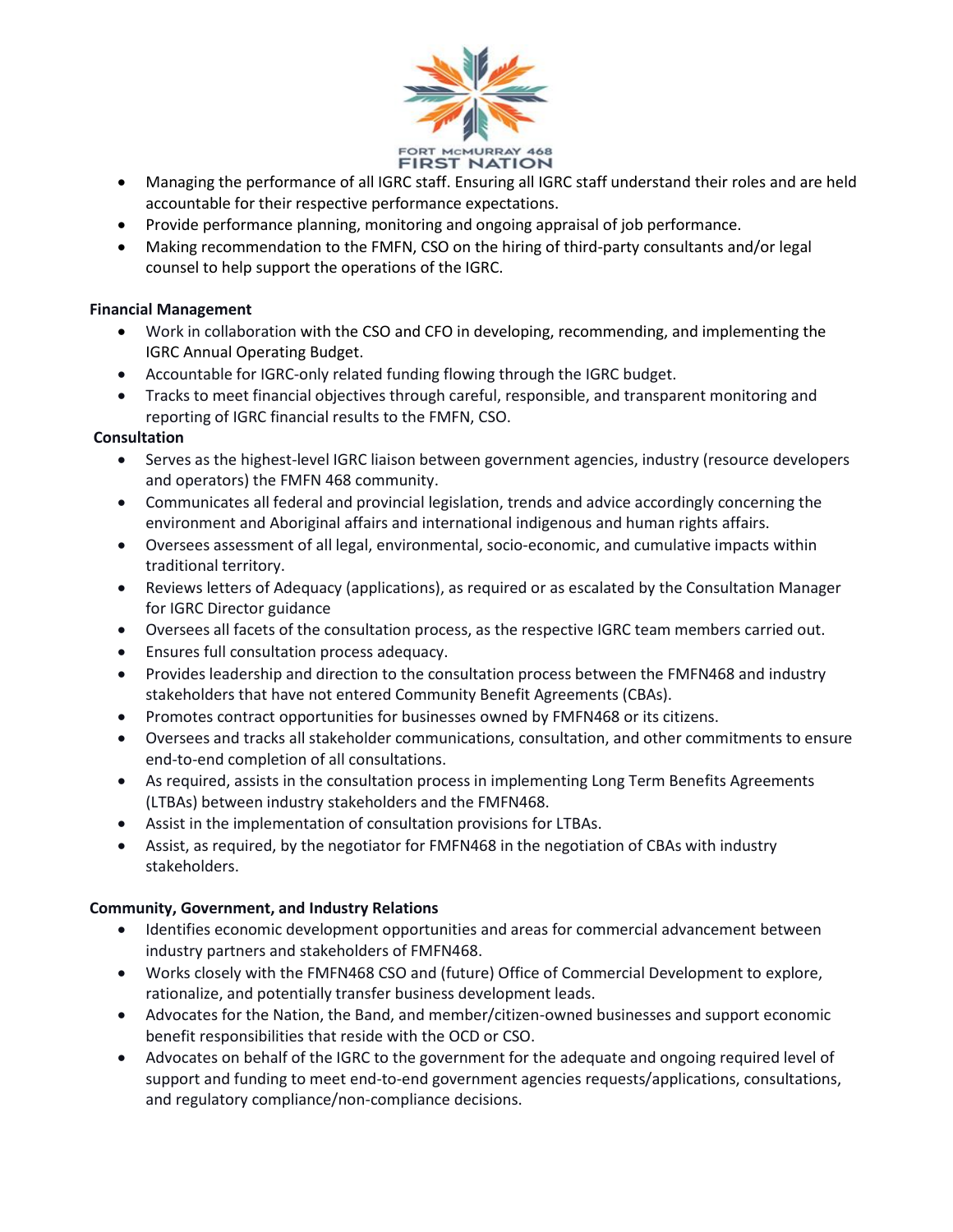- Managing the performance of all IGRC staff. Ensuring all IGRC staff understand their roles and are held accountable for their respective performance expectations.
- Provide performance planning, monitoring and ongoing appraisal of job performance.
- Making recommendation to the FMFN, CSO on the hiring of third-party consultants and/or legal counsel to help support the operations of the IGRC.

**Financial Management**

- Work in collaboration with the CSO and CFO in developing, recommending, and implementing the IGRC Annual Operating Budget.
- Accountable for IGRC-only related funding flowing through the IGRC budget.
- Tracks to meet financial objectives through careful, responsible, and transparent monitoring and reporting of IGRC financial results to the FMFN, CSO.

**Consultation**

- Serves as the highest-level IGRC liaison between government agencies, industry (resource developers and operators) the FMFN 468 community.
- Communicates all federal and provincial legislation, trends and advice accordingly concerning the environment and Aboriginal affairs and international indigenous and human rights affairs.
- Oversees assessment of all legal, environmental, socio-economic, and cumulative impacts within traditional territory.
- Reviews letters of Adequacy (applications), as required or as escalated by the Consultation Manager for IGRC Director guidance
- Oversees all facets of the consultation process, as the respective IGRC team members carried out.
- Ensures full consultation process adequacy.
- Provides leadership and direction to the consultation process between the FMFN468 and industry stakeholders that have not entered Community Benefit Agreements (CBAs).
- Promotes contract opportunities for businesses owned by FMFN468 or its citizens.
- Oversees and tracks all stakeholder communications, consultation, and other commitments to ensure end-to-end completion of all consultations.
- As required, assists in the consultation process in implementing Long Term Benefits Agreements (LTBAs) between industry stakeholders and the FMFN468.
- Assist in the implementation of consultation provisions for LTBAs.
- Assist, as required, by the negotiator for FMFN468 in the negotiation of CBAs with industry stakeholders.

**Community, Government, and Industry Relations**

- Identifies economic development opportunities and areas for commercial advancement between industry partners and stakeholders of FMFN468.
- Works closely with the FMFN468 CSO and (future) Office of Commercial Development to explore, rationalize, and potentially transfer business development leads.
- Advocates for the Nation, the Band, and member/citizen-owned businesses and support economic benefit responsibilities that reside with the OCD or CSO.
- Advocates on behalf of the IGRC to the government for the adequate and ongoing required level of support and funding to meet end-to-end government agencies requests/applications, consultations, and regulatory compliance/non-compliance decisions.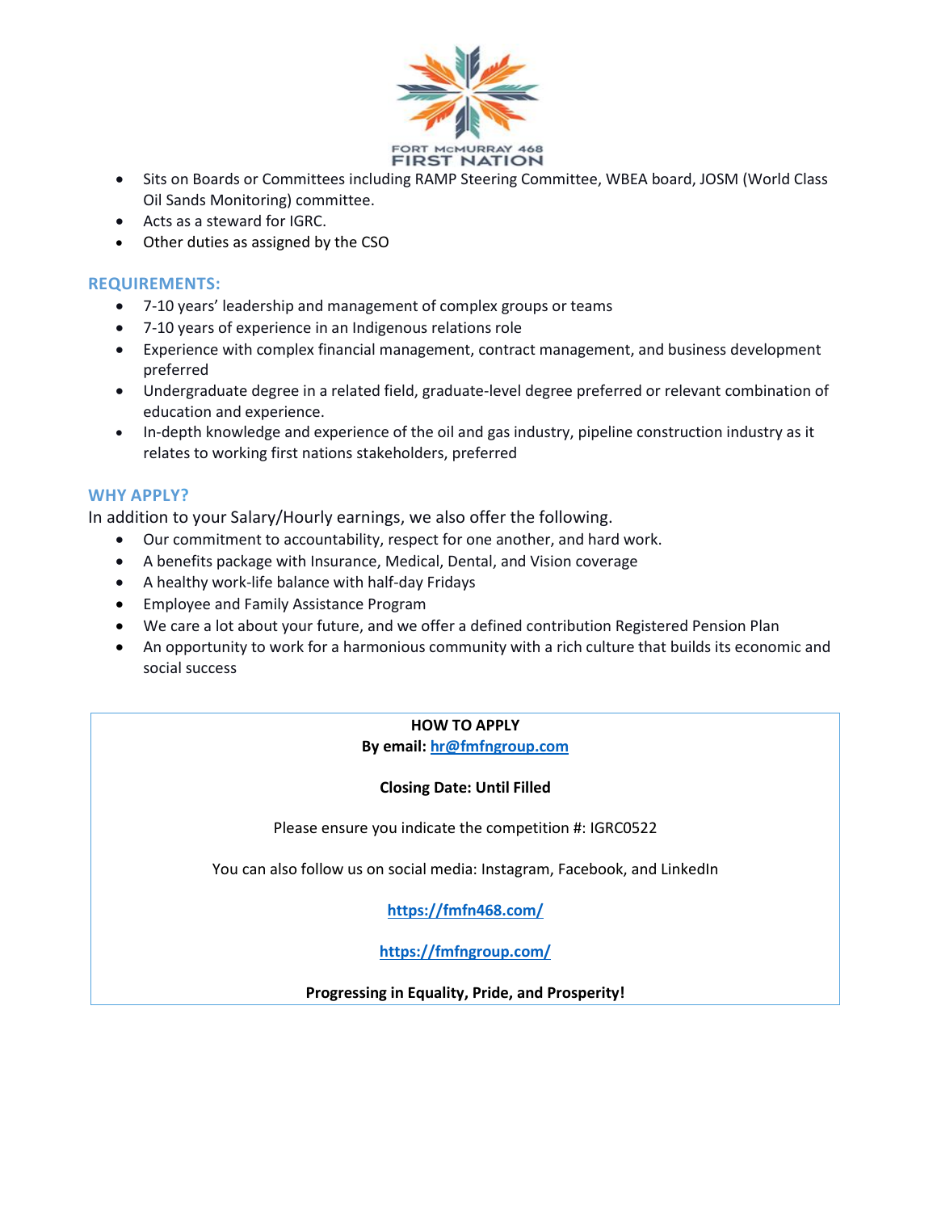- Sits on Boards or Committees including RAMP Steering Committee, WBEA board, JOSM (World Class Oil Sands Monitoring) committee.
- Acts as a steward for IGRC.
- Other duties as assigned by the CSO

## REQUIREMENTS:

- 7-10 years' leadership and management of complex groups or teams
- 7-10 years of experience in an Indigenous relations role
- Experience with complex financial management, contract management, and business development preferred
- Undergraduate degree in a related field, graduate-level degree preferred or relevant combination of education and experience.
- In-depth knowledge and experience of the oil and gas industry, pipeline construction industry as it relates to working first nations stakeholders, preferred

## WHY APPLY?

In addition to your Salary/Hourly earnings, we also offer the following.

- Our commitment to accountability, respect for one another, and hard work.
- A benefits package with Insurance, Medical, Dental, and Vision coverage
- A healthy work-life balance with half-day Fridays
- Employee and Family Assistance Program
- We care a lot about your future, and we offer a defined contribution Registered Pension Plan
- An opportunity to work for a harmonious community with a rich culture that builds its economic and social success

**HOW TO APPLY**

**By email: hr@fmfngroup.com**

**Closing Date: Until Filled**

Please ensure you indicate the competition #: IGRC0522

You can also follow us on social media: Instagram, Facebook, and LinkedIn

**https://fmfn468.com/**

**https://fmfngroup.com/**

**Progressing in Equality, Pride, and Prosperity!**